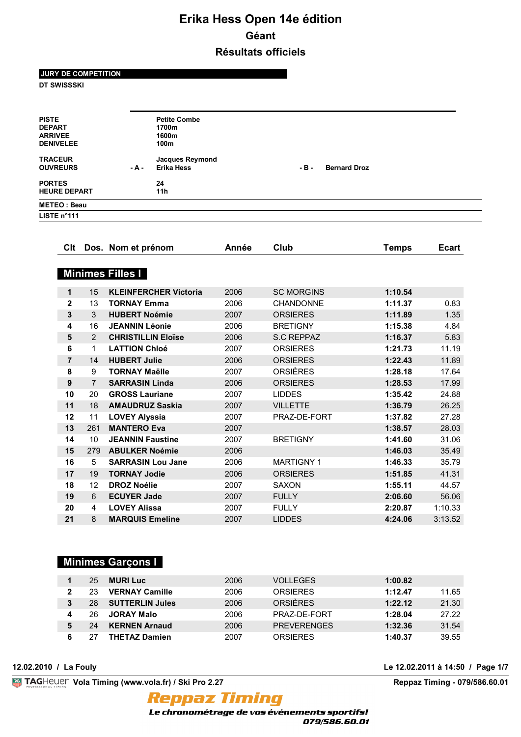# Erika Hess Open 14e édition

## Géant

## Résultats officiels

**JURY DE COMPETITION**

**DT SWISSSKI**

| | | | | |
|---|---|---|---|---|
| **PISTE** | | Petite Combe | | |
| **DEPART** | | 1700m | | |
| **ARRIVEE** | | 1600m | | |
| **DENIVELEE** | | 100m | | |
| **TRACEUR** | | Jacques Reymond | | |
| **OUVREURS** | - A - | Erika Hess | - B - | Bernard Droz |
| **PORTES** | | 24 | | |
| **HEURE DEPART** | | 11h | | |

**METEO : Beau**

**LISTE n°111**

### Minimes Filles I

| Clt | Dos. | Nom et prénom | Année | Club | Temps | Ecart |
|---|---|---|---|---|---|---|
| 1 | 15 | **KLEINFERCHER Victoria** | 2006 | SC MORGINS | **1:10.54** | |
| 2 | 13 | **TORNAY Emma** | 2006 | CHANDONNE | **1:11.37** | 0.83 |
| 3 | 3 | **HUBERT Noémie** | 2007 | ORSIERES | **1:11.89** | 1.35 |
| 4 | 16 | **JEANNIN Léonie** | 2006 | BRETIGNY | **1:15.38** | 4.84 |
| 5 | 2 | **CHRISTILLIN Eloïse** | 2006 | S.C REPPAZ | **1:16.37** | 5.83 |
| 6 | 1 | **LATTION Chloé** | 2007 | ORSIERES | **1:21.73** | 11.19 |
| 7 | 14 | **HUBERT Julie** | 2006 | ORSIERES | **1:22.43** | 11.89 |
| 8 | 9 | **TORNAY Maëlle** | 2007 | ORSIÈRES | **1:28.18** | 17.64 |
| 9 | 7 | **SARRASIN Linda** | 2006 | ORSIERES | **1:28.53** | 17.99 |
| 10 | 20 | **GROSS Lauriane** | 2007 | LIDDES | **1:35.42** | 24.88 |
| 11 | 18 | **AMAUDRUZ Saskia** | 2007 | VILLETTE | **1:36.79** | 26.25 |
| 12 | 11 | **LOVEY Alyssia** | 2007 | PRAZ-DE-FORT | **1:37.82** | 27.28 |
| 13 | 261 | **MANTERO Eva** | 2007 | | **1:38.57** | 28.03 |
| 14 | 10 | **JEANNIN Faustine** | 2007 | BRETIGNY | **1:41.60** | 31.06 |
| 15 | 279 | **ABULKER Noémie** | 2006 | | **1:46.03** | 35.49 |
| 16 | 5 | **SARRASIN Lou Jane** | 2006 | MARTIGNY 1 | **1:46.33** | 35.79 |
| 17 | 19 | **TORNAY Jodie** | 2006 | ORSIERES | **1:51.85** | 41.31 |
| 18 | 12 | **DROZ Noélie** | 2007 | SAXON | **1:55.11** | 44.57 |
| 19 | 6 | **ECUYER Jade** | 2007 | FULLY | **2:06.60** | 56.06 |
| 20 | 4 | **LOVEY Alissa** | 2007 | FULLY | **2:20.87** | 1:10.33 |
| 21 | 8 | **MARQUIS Emeline** | 2007 | LIDDES | **4:24.06** | 3:13.52 |

### Minimes Garçons I

| Clt | Dos. | Nom et prénom | Année | Club | Temps | Ecart |
|---|---|---|---|---|---|---|
| 1 | 25 | **MURI Luc** | 2006 | VOLLEGES | **1:00.82** | |
| 2 | 23 | **VERNAY Camille** | 2006 | ORSIERES | **1:12.47** | 11.65 |
| 3 | 28 | **SUTTERLIN Jules** | 2006 | ORSIÈRES | **1:22.12** | 21.30 |
| 4 | 26 | **JORAY Malo** | 2006 | PRAZ-DE-FORT | **1:28.04** | 27.22 |
| 5 | 24 | **KERNEN Arnaud** | 2006 | PREVERENGES | **1:32.36** | 31.54 |
| 6 | 27 | **THETAZ Damien** | 2007 | ORSIERES | **1:40.37** | 39.55 |

12.02.2010 / La Fouly — Le 12.02.2011 à 14:50

TAGHeuer Vola Timing (www.vola.fr) / Ski Pro 2.27 — Reppaz Timing - 079/586.60.01

**Reppaz Timing**

*Le chronométrage de vos événements sportifs!*

*079/586.60.01*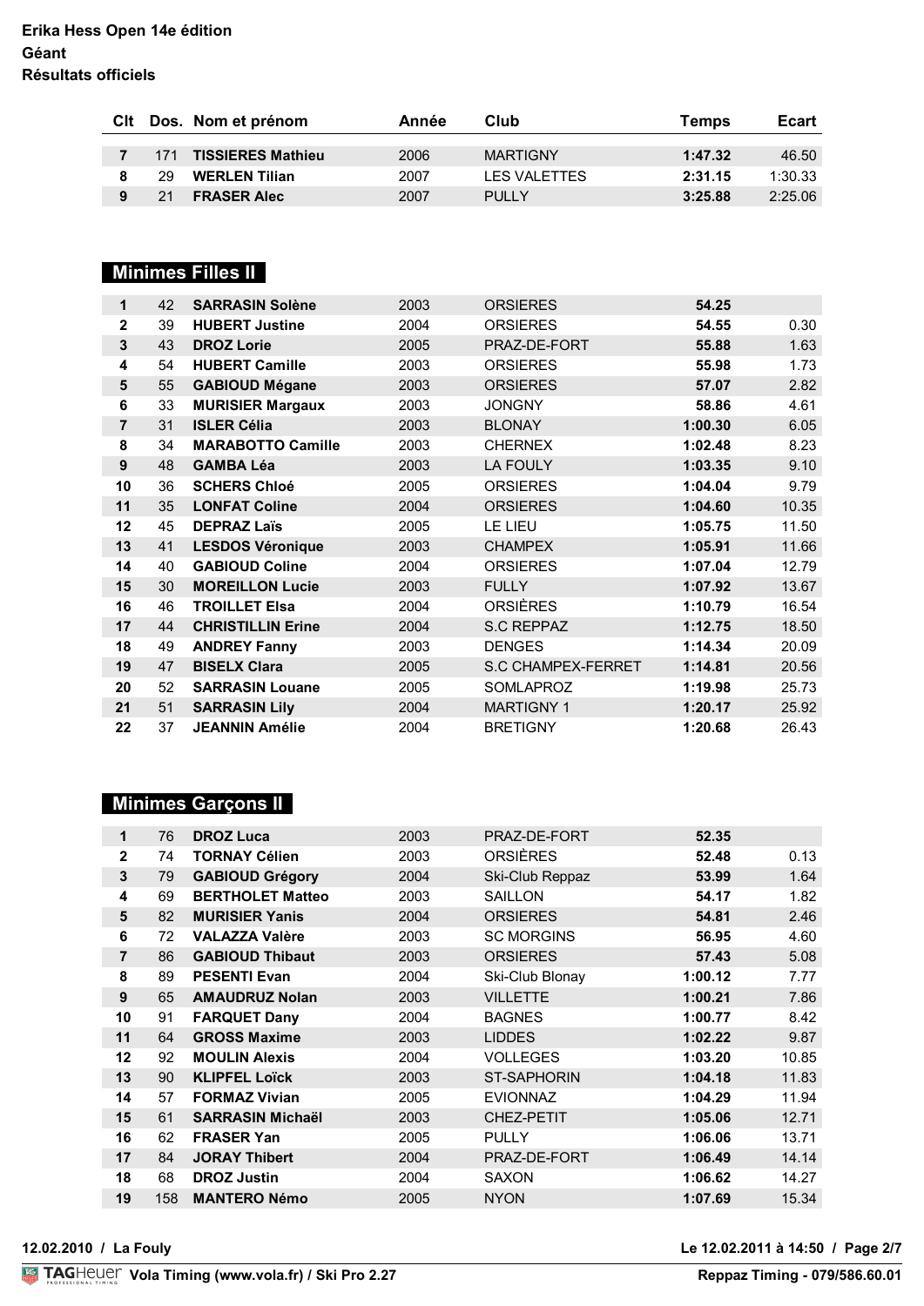**Erika Hess Open 14e édition**
**Géant**
**Résultats officiels**

| Clt | Dos. | Nom et prénom | Année | Club | Temps | Ecart |
|---|---|---|---|---|---|---|
| 7 | 171 | **TISSIERES Mathieu** | 2006 | MARTIGNY | **1:47.32** | 46.50 |
| 8 | 29 | **WERLEN Tilian** | 2007 | LES VALETTES | **2:31.15** | 1:30.33 |
| 9 | 21 | **FRASER Alec** | 2007 | PULLY | **3:25.88** | 2:25.06 |

## Minimes Filles II

| Clt | Dos. | Nom et prénom | Année | Club | Temps | Ecart |
|---|---|---|---|---|---|---|
| 1 | 42 | **SARRASIN Solène** | 2003 | ORSIERES | **54.25** | |
| 2 | 39 | **HUBERT Justine** | 2004 | ORSIERES | **54.55** | 0.30 |
| 3 | 43 | **DROZ Lorie** | 2005 | PRAZ-DE-FORT | **55.88** | 1.63 |
| 4 | 54 | **HUBERT Camille** | 2003 | ORSIERES | **55.98** | 1.73 |
| 5 | 55 | **GABIOUD Mégane** | 2003 | ORSIERES | **57.07** | 2.82 |
| 6 | 33 | **MURISIER Margaux** | 2003 | JONGNY | **58.86** | 4.61 |
| 7 | 31 | **ISLER Célia** | 2003 | BLONAY | **1:00.30** | 6.05 |
| 8 | 34 | **MARABOTTO Camille** | 2003 | CHERNEX | **1:02.48** | 8.23 |
| 9 | 48 | **GAMBA Léa** | 2003 | LA FOULY | **1:03.35** | 9.10 |
| 10 | 36 | **SCHERS Chloé** | 2005 | ORSIERES | **1:04.04** | 9.79 |
| 11 | 35 | **LONFAT Coline** | 2004 | ORSIERES | **1:04.60** | 10.35 |
| 12 | 45 | **DEPRAZ Laïs** | 2005 | LE LIEU | **1:05.75** | 11.50 |
| 13 | 41 | **LESDOS Véronique** | 2003 | CHAMPEX | **1:05.91** | 11.66 |
| 14 | 40 | **GABIOUD Coline** | 2004 | ORSIERES | **1:07.04** | 12.79 |
| 15 | 30 | **MOREILLON Lucie** | 2003 | FULLY | **1:07.92** | 13.67 |
| 16 | 46 | **TROILLET Elsa** | 2004 | ORSIÈRES | **1:10.79** | 16.54 |
| 17 | 44 | **CHRISTILLIN Erine** | 2004 | S.C REPPAZ | **1:12.75** | 18.50 |
| 18 | 49 | **ANDREY Fanny** | 2003 | DENGES | **1:14.34** | 20.09 |
| 19 | 47 | **BISELX Clara** | 2005 | S.C CHAMPEX-FERRET | **1:14.81** | 20.56 |
| 20 | 52 | **SARRASIN Louane** | 2005 | SOMLAPROZ | **1:19.98** | 25.73 |
| 21 | 51 | **SARRASIN Lily** | 2004 | MARTIGNY 1 | **1:20.17** | 25.92 |
| 22 | 37 | **JEANNIN Amélie** | 2004 | BRETIGNY | **1:20.68** | 26.43 |

## Minimes Garçons II

| Clt | Dos. | Nom et prénom | Année | Club | Temps | Ecart |
|---|---|---|---|---|---|---|
| 1 | 76 | **DROZ Luca** | 2003 | PRAZ-DE-FORT | **52.35** | |
| 2 | 74 | **TORNAY Célien** | 2003 | ORSIÈRES | **52.48** | 0.13 |
| 3 | 79 | **GABIOUD Grégory** | 2004 | Ski-Club Reppaz | **53.99** | 1.64 |
| 4 | 69 | **BERTHOLET Matteo** | 2003 | SAILLON | **54.17** | 1.82 |
| 5 | 82 | **MURISIER Yanis** | 2004 | ORSIERES | **54.81** | 2.46 |
| 6 | 72 | **VALAZZA Valère** | 2003 | SC MORGINS | **56.95** | 4.60 |
| 7 | 86 | **GABIOUD Thibaut** | 2003 | ORSIERES | **57.43** | 5.08 |
| 8 | 89 | **PESENTI Evan** | 2004 | Ski-Club Blonay | **1:00.12** | 7.77 |
| 9 | 65 | **AMAUDRUZ Nolan** | 2003 | VILLETTE | **1:00.21** | 7.86 |
| 10 | 91 | **FARQUET Dany** | 2004 | BAGNES | **1:00.77** | 8.42 |
| 11 | 64 | **GROSS Maxime** | 2003 | LIDDES | **1:02.22** | 9.87 |
| 12 | 92 | **MOULIN Alexis** | 2004 | VOLLEGES | **1:03.20** | 10.85 |
| 13 | 90 | **KLIPFEL Loïck** | 2003 | ST-SAPHORIN | **1:04.18** | 11.83 |
| 14 | 57 | **FORMAZ Vivian** | 2005 | EVIONNAZ | **1:04.29** | 11.94 |
| 15 | 61 | **SARRASIN Michaël** | 2003 | CHEZ-PETIT | **1:05.06** | 12.71 |
| 16 | 62 | **FRASER Yan** | 2005 | PULLY | **1:06.06** | 13.71 |
| 17 | 84 | **JORAY Thibert** | 2004 | PRAZ-DE-FORT | **1:06.49** | 14.14 |
| 18 | 68 | **DROZ Justin** | 2004 | SAXON | **1:06.62** | 14.27 |
| 19 | 158 | **MANTERO Némo** | 2005 | NYON | **1:07.69** | 15.34 |

**12.02.2010 / La Fouly** — **Le 12.02.2011 à 14:50**

**Vola Timing (www.vola.fr) / Ski Pro 2.27** — **Reppaz Timing - 079/586.60.01**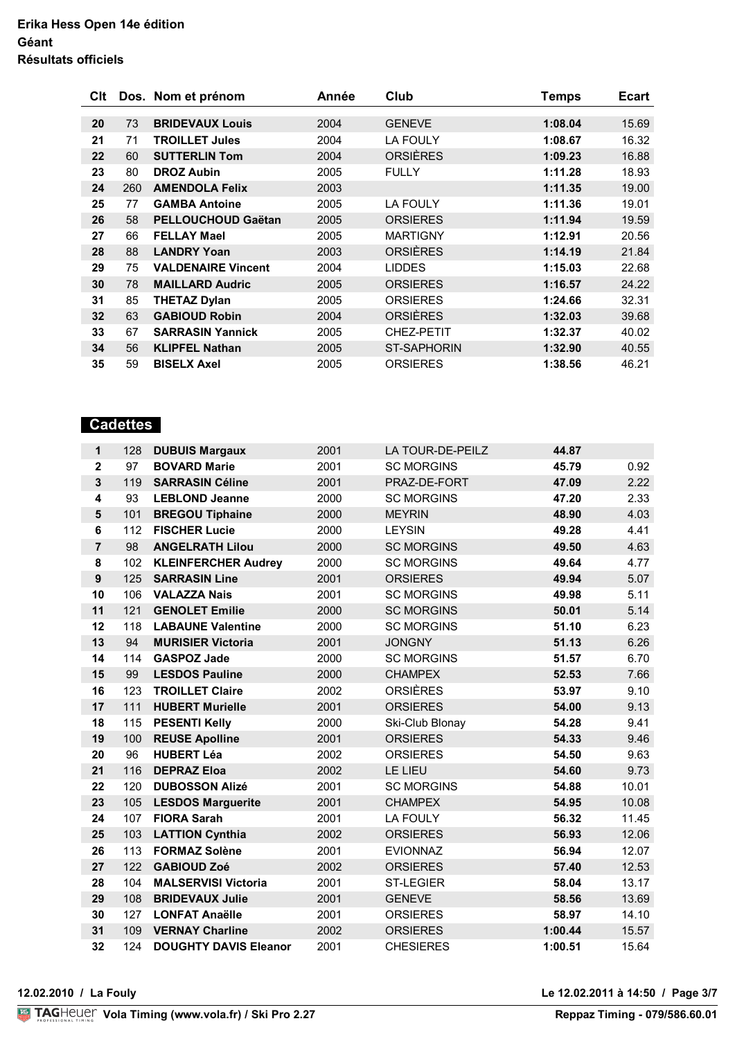**Erika Hess Open 14e édition**
**Géant**
**Résultats officiels**

| Clt | Dos. | Nom et prénom | Année | Club | Temps | Ecart |
|---|---|---|---|---|---|---|
| 20 | 73 | **BRIDEVAUX Louis** | 2004 | GENEVE | **1:08.04** | 15.69 |
| 21 | 71 | **TROILLET Jules** | 2004 | LA FOULY | **1:08.67** | 16.32 |
| 22 | 60 | **SUTTERLIN Tom** | 2004 | ORSIÈRES | **1:09.23** | 16.88 |
| 23 | 80 | **DROZ Aubin** | 2005 | FULLY | **1:11.28** | 18.93 |
| 24 | 260 | **AMENDOLA Felix** | 2003 | | **1:11.35** | 19.00 |
| 25 | 77 | **GAMBA Antoine** | 2005 | LA FOULY | **1:11.36** | 19.01 |
| 26 | 58 | **PELLOUCHOUD Gaëtan** | 2005 | ORSIERES | **1:11.94** | 19.59 |
| 27 | 66 | **FELLAY Mael** | 2005 | MARTIGNY | **1:12.91** | 20.56 |
| 28 | 88 | **LANDRY Yoan** | 2003 | ORSIÈRES | **1:14.19** | 21.84 |
| 29 | 75 | **VALDENAIRE Vincent** | 2004 | LIDDES | **1:15.03** | 22.68 |
| 30 | 78 | **MAILLARD Audric** | 2005 | ORSIERES | **1:16.57** | 24.22 |
| 31 | 85 | **THETAZ Dylan** | 2005 | ORSIERES | **1:24.66** | 32.31 |
| 32 | 63 | **GABIOUD Robin** | 2004 | ORSIÈRES | **1:32.03** | 39.68 |
| 33 | 67 | **SARRASIN Yannick** | 2005 | CHEZ-PETIT | **1:32.37** | 40.02 |
| 34 | 56 | **KLIPFEL Nathan** | 2005 | ST-SAPHORIN | **1:32.90** | 40.55 |
| 35 | 59 | **BISELX Axel** | 2005 | ORSIERES | **1:38.56** | 46.21 |

## Cadettes

| Clt | Dos. | Nom et prénom | Année | Club | Temps | Ecart |
|---|---|---|---|---|---|---|
| 1 | 128 | **DUBUIS Margaux** | 2001 | LA TOUR-DE-PEILZ | **44.87** | |
| 2 | 97 | **BOVARD Marie** | 2001 | SC MORGINS | **45.79** | 0.92 |
| 3 | 119 | **SARRASIN Céline** | 2001 | PRAZ-DE-FORT | **47.09** | 2.22 |
| 4 | 93 | **LEBLOND Jeanne** | 2000 | SC MORGINS | **47.20** | 2.33 |
| 5 | 101 | **BREGOU Tiphaine** | 2000 | MEYRIN | **48.90** | 4.03 |
| 6 | 112 | **FISCHER Lucie** | 2000 | LEYSIN | **49.28** | 4.41 |
| 7 | 98 | **ANGELRATH Lilou** | 2000 | SC MORGINS | **49.50** | 4.63 |
| 8 | 102 | **KLEINFERCHER Audrey** | 2000 | SC MORGINS | **49.64** | 4.77 |
| 9 | 125 | **SARRASIN Line** | 2001 | ORSIERES | **49.94** | 5.07 |
| 10 | 106 | **VALAZZA Nais** | 2001 | SC MORGINS | **49.98** | 5.11 |
| 11 | 121 | **GENOLET Emilie** | 2000 | SC MORGINS | **50.01** | 5.14 |
| 12 | 118 | **LABAUNE Valentine** | 2000 | SC MORGINS | **51.10** | 6.23 |
| 13 | 94 | **MURISIER Victoria** | 2001 | JONGNY | **51.13** | 6.26 |
| 14 | 114 | **GASPOZ Jade** | 2000 | SC MORGINS | **51.57** | 6.70 |
| 15 | 99 | **LESDOS Pauline** | 2000 | CHAMPEX | **52.53** | 7.66 |
| 16 | 123 | **TROILLET Claire** | 2002 | ORSIÈRES | **53.97** | 9.10 |
| 17 | 111 | **HUBERT Murielle** | 2001 | ORSIERES | **54.00** | 9.13 |
| 18 | 115 | **PESENTI Kelly** | 2000 | Ski-Club Blonay | **54.28** | 9.41 |
| 19 | 100 | **REUSE Apolline** | 2001 | ORSIERES | **54.33** | 9.46 |
| 20 | 96 | **HUBERT Léa** | 2002 | ORSIERES | **54.50** | 9.63 |
| 21 | 116 | **DEPRAZ Eloa** | 2002 | LE LIEU | **54.60** | 9.73 |
| 22 | 120 | **DUBOSSON Alizé** | 2001 | SC MORGINS | **54.88** | 10.01 |
| 23 | 105 | **LESDOS Marguerite** | 2001 | CHAMPEX | **54.95** | 10.08 |
| 24 | 107 | **FIORA Sarah** | 2001 | LA FOULY | **56.32** | 11.45 |
| 25 | 103 | **LATTION Cynthia** | 2002 | ORSIERES | **56.93** | 12.06 |
| 26 | 113 | **FORMAZ Solène** | 2001 | EVIONNAZ | **56.94** | 12.07 |
| 27 | 122 | **GABIOUD Zoé** | 2002 | ORSIERES | **57.40** | 12.53 |
| 28 | 104 | **MALSERVISI Victoria** | 2001 | ST-LEGIER | **58.04** | 13.17 |
| 29 | 108 | **BRIDEVAUX Julie** | 2001 | GENEVE | **58.56** | 13.69 |
| 30 | 127 | **LONFAT Anaëlle** | 2001 | ORSIERES | **58.97** | 14.10 |
| 31 | 109 | **VERNAY Charline** | 2002 | ORSIERES | **1:00.44** | 15.57 |
| 32 | 124 | **DOUGHTY DAVIS Eleanor** | 2001 | CHESIERES | **1:00.51** | 15.64 |

**12.02.2010 / La Fouly** — **Le 12.02.2011 à 14:50**

**Vola Timing (www.vola.fr) / Ski Pro 2.27** — **Reppaz Timing - 079/586.60.01**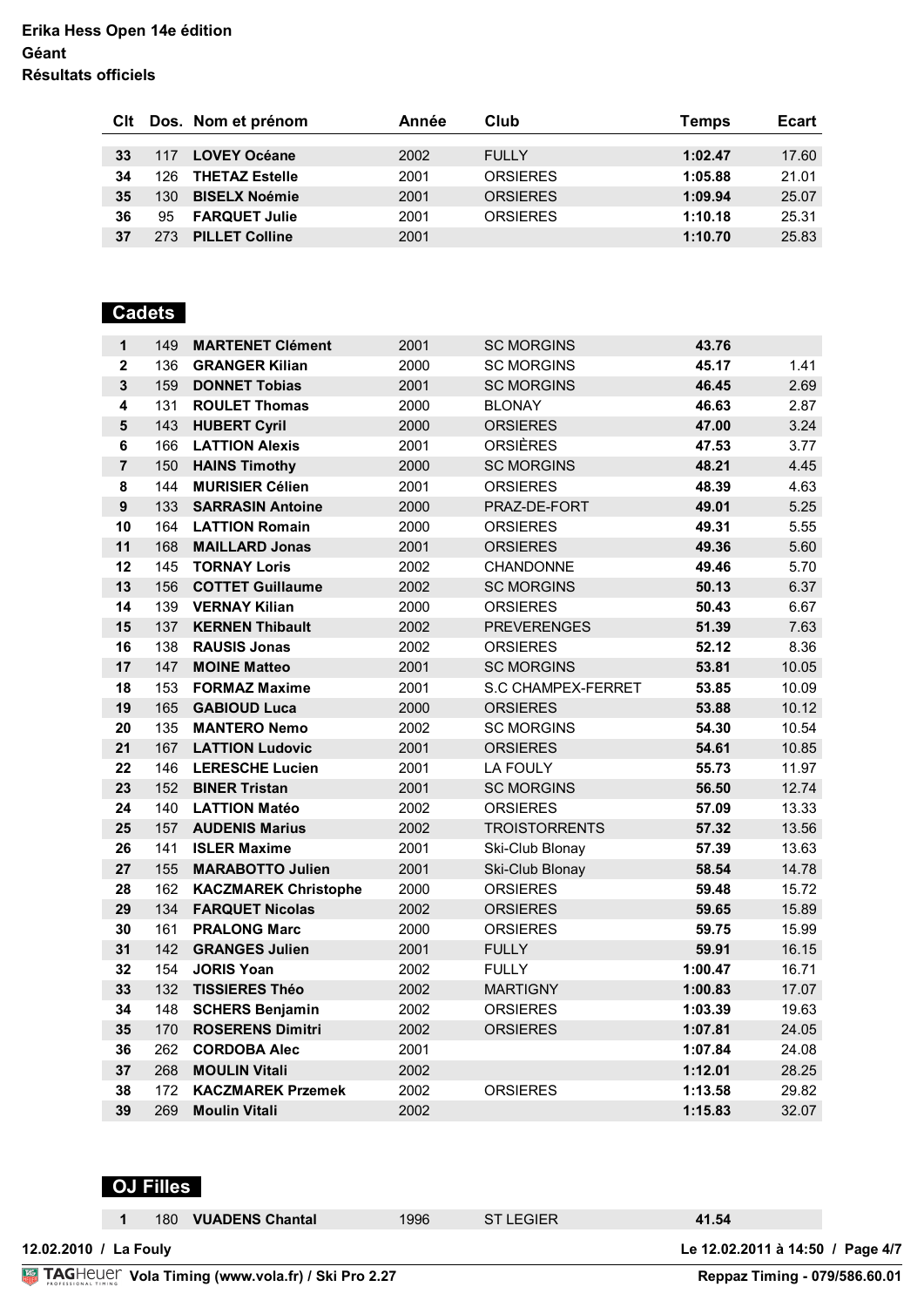**Erika Hess Open 14e édition**
**Géant**
**Résultats officiels**

| Clt | Dos. | Nom et prénom | Année | Club | Temps | Ecart |
|---|---|---|---|---|---|---|
| 33 | 117 | **LOVEY Océane** | 2002 | FULLY | **1:02.47** | 17.60 |
| 34 | 126 | **THETAZ Estelle** | 2001 | ORSIERES | **1:05.88** | 21.01 |
| 35 | 130 | **BISELX Noémie** | 2001 | ORSIERES | **1:09.94** | 25.07 |
| 36 | 95 | **FARQUET Julie** | 2001 | ORSIERES | **1:10.18** | 25.31 |
| 37 | 273 | **PILLET Colline** | 2001 | | **1:10.70** | 25.83 |

## Cadets

| Clt | Dos. | Nom et prénom | Année | Club | Temps | Ecart |
|---|---|---|---|---|---|---|
| 1 | 149 | **MARTENET Clément** | 2001 | SC MORGINS | **43.76** | |
| 2 | 136 | **GRANGER Kilian** | 2000 | SC MORGINS | **45.17** | 1.41 |
| 3 | 159 | **DONNET Tobias** | 2001 | SC MORGINS | **46.45** | 2.69 |
| 4 | 131 | **ROULET Thomas** | 2000 | BLONAY | **46.63** | 2.87 |
| 5 | 143 | **HUBERT Cyril** | 2000 | ORSIERES | **47.00** | 3.24 |
| 6 | 166 | **LATTION Alexis** | 2001 | ORSIÈRES | **47.53** | 3.77 |
| 7 | 150 | **HAINS Timothy** | 2000 | SC MORGINS | **48.21** | 4.45 |
| 8 | 144 | **MURISIER Célien** | 2001 | ORSIERES | **48.39** | 4.63 |
| 9 | 133 | **SARRASIN Antoine** | 2000 | PRAZ-DE-FORT | **49.01** | 5.25 |
| 10 | 164 | **LATTION Romain** | 2000 | ORSIERES | **49.31** | 5.55 |
| 11 | 168 | **MAILLARD Jonas** | 2001 | ORSIERES | **49.36** | 5.60 |
| 12 | 145 | **TORNAY Loris** | 2002 | CHANDONNE | **49.46** | 5.70 |
| 13 | 156 | **COTTET Guillaume** | 2002 | SC MORGINS | **50.13** | 6.37 |
| 14 | 139 | **VERNAY Kilian** | 2000 | ORSIERES | **50.43** | 6.67 |
| 15 | 137 | **KERNEN Thibault** | 2002 | PREVERENGES | **51.39** | 7.63 |
| 16 | 138 | **RAUSIS Jonas** | 2002 | ORSIERES | **52.12** | 8.36 |
| 17 | 147 | **MOINE Matteo** | 2001 | SC MORGINS | **53.81** | 10.05 |
| 18 | 153 | **FORMAZ Maxime** | 2001 | S.C CHAMPEX-FERRET | **53.85** | 10.09 |
| 19 | 165 | **GABIOUD Luca** | 2000 | ORSIERES | **53.88** | 10.12 |
| 20 | 135 | **MANTERO Nemo** | 2002 | SC MORGINS | **54.30** | 10.54 |
| 21 | 167 | **LATTION Ludovic** | 2001 | ORSIERES | **54.61** | 10.85 |
| 22 | 146 | **LERESCHE Lucien** | 2001 | LA FOULY | **55.73** | 11.97 |
| 23 | 152 | **BINER Tristan** | 2001 | SC MORGINS | **56.50** | 12.74 |
| 24 | 140 | **LATTION Matéo** | 2002 | ORSIERES | **57.09** | 13.33 |
| 25 | 157 | **AUDENIS Marius** | 2002 | TROISTORRENTS | **57.32** | 13.56 |
| 26 | 141 | **ISLER Maxime** | 2001 | Ski-Club Blonay | **57.39** | 13.63 |
| 27 | 155 | **MARABOTTO Julien** | 2001 | Ski-Club Blonay | **58.54** | 14.78 |
| 28 | 162 | **KACZMAREK Christophe** | 2000 | ORSIERES | **59.48** | 15.72 |
| 29 | 134 | **FARQUET Nicolas** | 2002 | ORSIERES | **59.65** | 15.89 |
| 30 | 161 | **PRALONG Marc** | 2000 | ORSIERES | **59.75** | 15.99 |
| 31 | 142 | **GRANGES Julien** | 2001 | FULLY | **59.91** | 16.15 |
| 32 | 154 | **JORIS Yoan** | 2002 | FULLY | **1:00.47** | 16.71 |
| 33 | 132 | **TISSIERES Théo** | 2002 | MARTIGNY | **1:00.83** | 17.07 |
| 34 | 148 | **SCHERS Benjamin** | 2002 | ORSIERES | **1:03.39** | 19.63 |
| 35 | 170 | **ROSERENS Dimitri** | 2002 | ORSIERES | **1:07.81** | 24.05 |
| 36 | 262 | **CORDOBA Alec** | 2001 | | **1:07.84** | 24.08 |
| 37 | 268 | **MOULIN Vitali** | 2002 | | **1:12.01** | 28.25 |
| 38 | 172 | **KACZMAREK Przemek** | 2002 | ORSIERES | **1:13.58** | 29.82 |
| 39 | 269 | **Moulin Vitali** | 2002 | | **1:15.83** | 32.07 |

## OJ Filles

| Clt | Dos. | Nom et prénom | Année | Club | Temps | Ecart |
|---|---|---|---|---|---|---|
| 1 | 180 | **VUADENS Chantal** | 1996 | ST LEGIER | **41.54** | |

12.02.2010 / La Fouly — Le 12.02.2011 à 14:50

Vola Timing (www.vola.fr) / Ski Pro 2.27 — Reppaz Timing - 079/586.60.01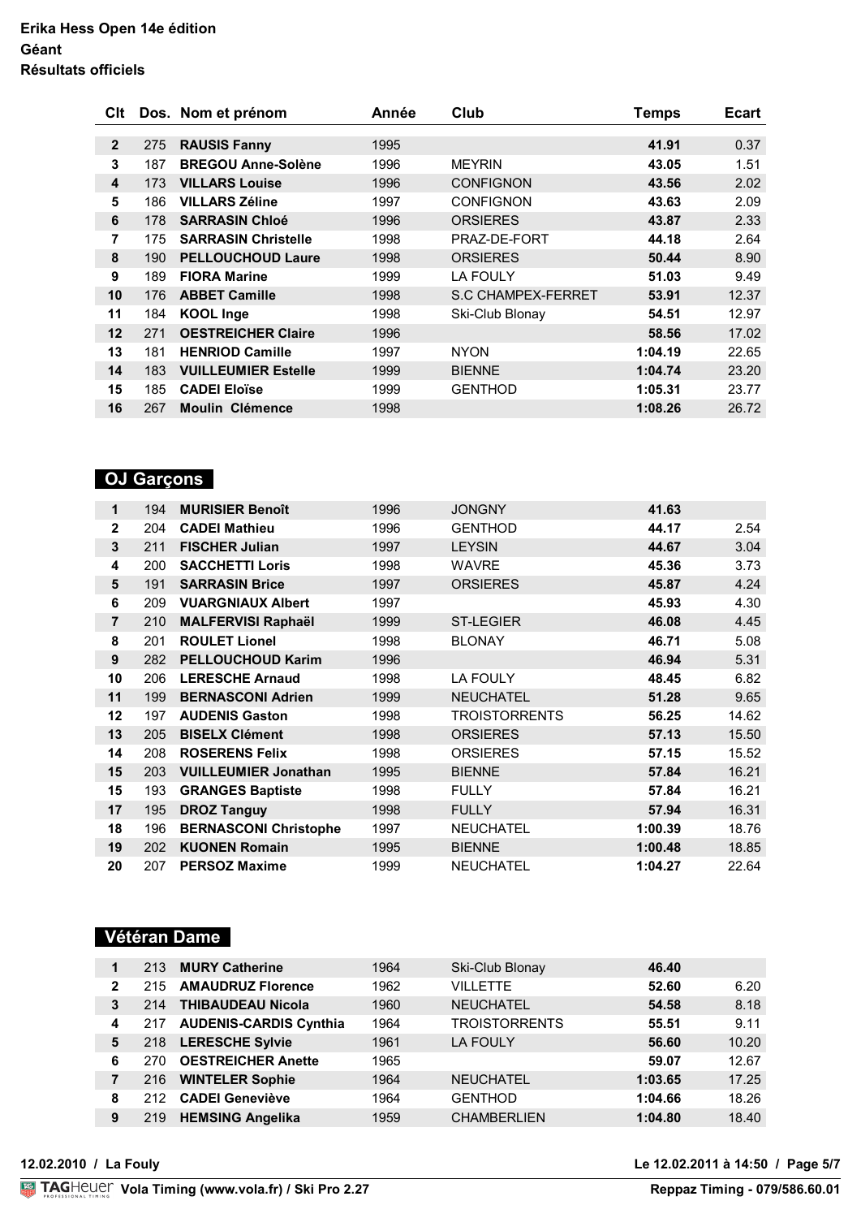**Erika Hess Open 14e édition**
**Géant**
**Résultats officiels**

| Clt | Dos. | Nom et prénom | Année | Club | Temps | Ecart |
|---|---|---|---|---|---|---|
| 2 | 275 | **RAUSIS Fanny** | 1995 | | **41.91** | 0.37 |
| 3 | 187 | **BREGOU Anne-Solène** | 1996 | MEYRIN | **43.05** | 1.51 |
| 4 | 173 | **VILLARS Louise** | 1996 | CONFIGNON | **43.56** | 2.02 |
| 5 | 186 | **VILLARS Zéline** | 1997 | CONFIGNON | **43.63** | 2.09 |
| 6 | 178 | **SARRASIN Chloé** | 1996 | ORSIERES | **43.87** | 2.33 |
| 7 | 175 | **SARRASIN Christelle** | 1998 | PRAZ-DE-FORT | **44.18** | 2.64 |
| 8 | 190 | **PELLOUCHOUD Laure** | 1998 | ORSIERES | **50.44** | 8.90 |
| 9 | 189 | **FIORA Marine** | 1999 | LA FOULY | **51.03** | 9.49 |
| 10 | 176 | **ABBET Camille** | 1998 | S.C CHAMPEX-FERRET | **53.91** | 12.37 |
| 11 | 184 | **KOOL Inge** | 1998 | Ski-Club Blonay | **54.51** | 12.97 |
| 12 | 271 | **OESTREICHER Claire** | 1996 | | **58.56** | 17.02 |
| 13 | 181 | **HENRIOD Camille** | 1997 | NYON | **1:04.19** | 22.65 |
| 14 | 183 | **VUILLEUMIER Estelle** | 1999 | BIENNE | **1:04.74** | 23.20 |
| 15 | 185 | **CADEI Eloïse** | 1999 | GENTHOD | **1:05.31** | 23.77 |
| 16 | 267 | **Moulin Clémence** | 1998 | | **1:08.26** | 26.72 |

## OJ Garçons

| Clt | Dos. | Nom et prénom | Année | Club | Temps | Ecart |
|---|---|---|---|---|---|---|
| 1 | 194 | **MURISIER Benoît** | 1996 | JONGNY | **41.63** | |
| 2 | 204 | **CADEI Mathieu** | 1996 | GENTHOD | **44.17** | 2.54 |
| 3 | 211 | **FISCHER Julian** | 1997 | LEYSIN | **44.67** | 3.04 |
| 4 | 200 | **SACCHETTI Loris** | 1998 | WAVRE | **45.36** | 3.73 |
| 5 | 191 | **SARRASIN Brice** | 1997 | ORSIERES | **45.87** | 4.24 |
| 6 | 209 | **VUARGNIAUX Albert** | 1997 | | **45.93** | 4.30 |
| 7 | 210 | **MALFERVISI Raphaël** | 1999 | ST-LEGIER | **46.08** | 4.45 |
| 8 | 201 | **ROULET Lionel** | 1998 | BLONAY | **46.71** | 5.08 |
| 9 | 282 | **PELLOUCHOUD Karim** | 1996 | | **46.94** | 5.31 |
| 10 | 206 | **LERESCHE Arnaud** | 1998 | LA FOULY | **48.45** | 6.82 |
| 11 | 199 | **BERNASCONI Adrien** | 1999 | NEUCHATEL | **51.28** | 9.65 |
| 12 | 197 | **AUDENIS Gaston** | 1998 | TROISTORRENTS | **56.25** | 14.62 |
| 13 | 205 | **BISELX Clément** | 1998 | ORSIERES | **57.13** | 15.50 |
| 14 | 208 | **ROSERENS Felix** | 1998 | ORSIERES | **57.15** | 15.52 |
| 15 | 203 | **VUILLEUMIER Jonathan** | 1995 | BIENNE | **57.84** | 16.21 |
| 15 | 193 | **GRANGES Baptiste** | 1998 | FULLY | **57.84** | 16.21 |
| 17 | 195 | **DROZ Tanguy** | 1998 | FULLY | **57.94** | 16.31 |
| 18 | 196 | **BERNASCONI Christophe** | 1997 | NEUCHATEL | **1:00.39** | 18.76 |
| 19 | 202 | **KUONEN Romain** | 1995 | BIENNE | **1:00.48** | 18.85 |
| 20 | 207 | **PERSOZ Maxime** | 1999 | NEUCHATEL | **1:04.27** | 22.64 |

## Vétéran Dame

| Clt | Dos. | Nom et prénom | Année | Club | Temps | Ecart |
|---|---|---|---|---|---|---|
| 1 | 213 | **MURY Catherine** | 1964 | Ski-Club Blonay | **46.40** | |
| 2 | 215 | **AMAUDRUZ Florence** | 1962 | VILLETTE | **52.60** | 6.20 |
| 3 | 214 | **THIBAUDEAU Nicola** | 1960 | NEUCHATEL | **54.58** | 8.18 |
| 4 | 217 | **AUDENIS-CARDIS Cynthia** | 1964 | TROISTORRENTS | **55.51** | 9.11 |
| 5 | 218 | **LERESCHE Sylvie** | 1961 | LA FOULY | **56.60** | 10.20 |
| 6 | 270 | **OESTREICHER Anette** | 1965 | | **59.07** | 12.67 |
| 7 | 216 | **WINTELER Sophie** | 1964 | NEUCHATEL | **1:03.65** | 17.25 |
| 8 | 212 | **CADEI Geneviève** | 1964 | GENTHOD | **1:04.66** | 18.26 |
| 9 | 219 | **HEMSING Angelika** | 1959 | CHAMBERLIEN | **1:04.80** | 18.40 |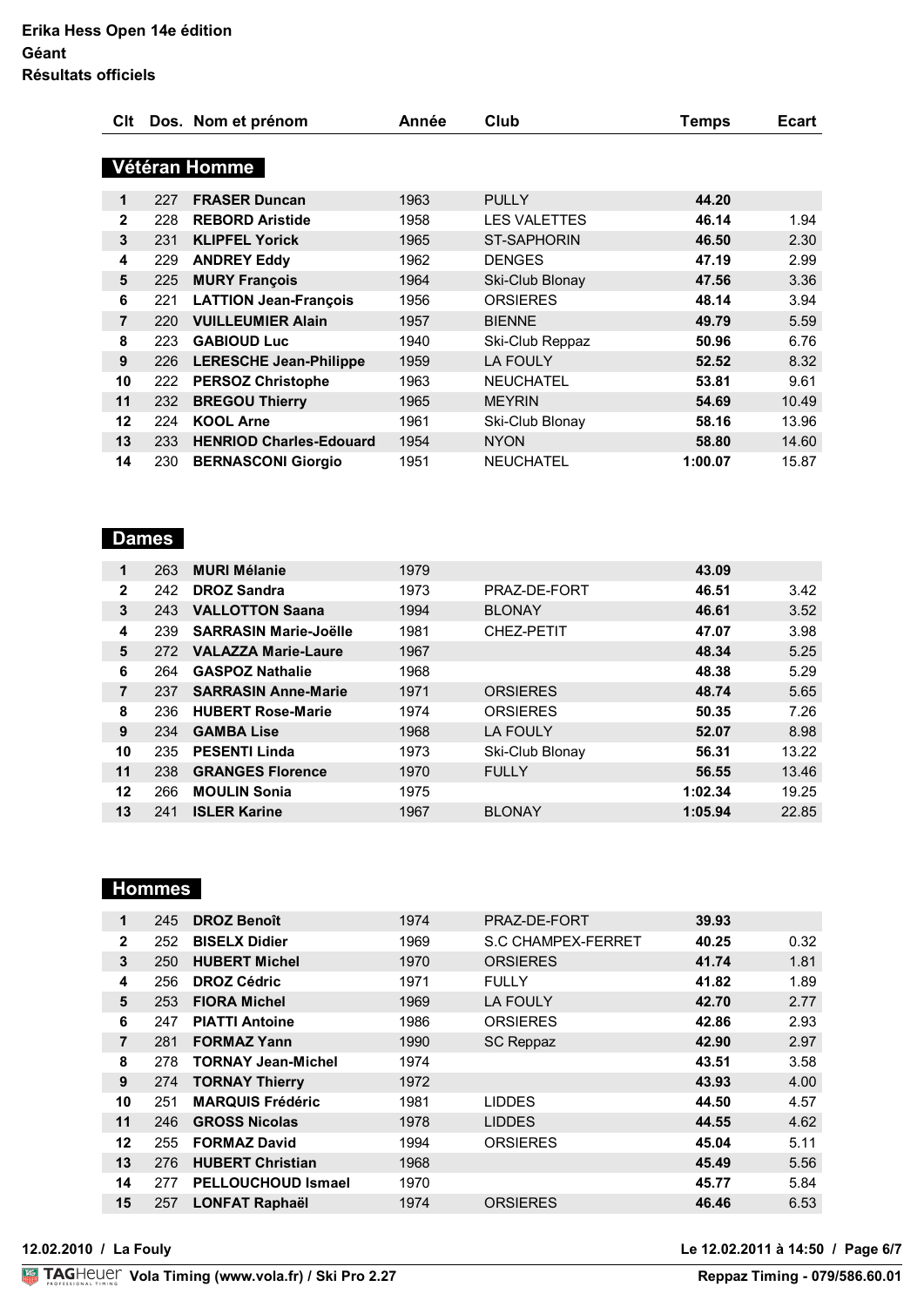**Erika Hess Open 14e édition**
**Géant**
**Résultats officiels**

## Vétéran Homme

| Clt | Dos. | Nom et prénom | Année | Club | Temps | Ecart |
|---|---|---|---|---|---|---|
| 1 | 227 | **FRASER Duncan** | 1963 | PULLY | **44.20** | |
| 2 | 228 | **REBORD Aristide** | 1958 | LES VALETTES | **46.14** | 1.94 |
| 3 | 231 | **KLIPFEL Yorick** | 1965 | ST-SAPHORIN | **46.50** | 2.30 |
| 4 | 229 | **ANDREY Eddy** | 1962 | DENGES | **47.19** | 2.99 |
| 5 | 225 | **MURY François** | 1964 | Ski-Club Blonay | **47.56** | 3.36 |
| 6 | 221 | **LATTION Jean-François** | 1956 | ORSIERES | **48.14** | 3.94 |
| 7 | 220 | **VUILLEUMIER Alain** | 1957 | BIENNE | **49.79** | 5.59 |
| 8 | 223 | **GABIOUD Luc** | 1940 | Ski-Club Reppaz | **50.96** | 6.76 |
| 9 | 226 | **LERESCHE Jean-Philippe** | 1959 | LA FOULY | **52.52** | 8.32 |
| 10 | 222 | **PERSOZ Christophe** | 1963 | NEUCHATEL | **53.81** | 9.61 |
| 11 | 232 | **BREGOU Thierry** | 1965 | MEYRIN | **54.69** | 10.49 |
| 12 | 224 | **KOOL Arne** | 1961 | Ski-Club Blonay | **58.16** | 13.96 |
| 13 | 233 | **HENRIOD Charles-Edouard** | 1954 | NYON | **58.80** | 14.60 |
| 14 | 230 | **BERNASCONI Giorgio** | 1951 | NEUCHATEL | **1:00.07** | 15.87 |

## Dames

| Clt | Dos. | Nom et prénom | Année | Club | Temps | Ecart |
|---|---|---|---|---|---|---|
| 1 | 263 | **MURI Mélanie** | 1979 | | **43.09** | |
| 2 | 242 | **DROZ Sandra** | 1973 | PRAZ-DE-FORT | **46.51** | 3.42 |
| 3 | 243 | **VALLOTTON Saana** | 1994 | BLONAY | **46.61** | 3.52 |
| 4 | 239 | **SARRASIN Marie-Joëlle** | 1981 | CHEZ-PETIT | **47.07** | 3.98 |
| 5 | 272 | **VALAZZA Marie-Laure** | 1967 | | **48.34** | 5.25 |
| 6 | 264 | **GASPOZ Nathalie** | 1968 | | **48.38** | 5.29 |
| 7 | 237 | **SARRASIN Anne-Marie** | 1971 | ORSIERES | **48.74** | 5.65 |
| 8 | 236 | **HUBERT Rose-Marie** | 1974 | ORSIERES | **50.35** | 7.26 |
| 9 | 234 | **GAMBA Lise** | 1968 | LA FOULY | **52.07** | 8.98 |
| 10 | 235 | **PESENTI Linda** | 1973 | Ski-Club Blonay | **56.31** | 13.22 |
| 11 | 238 | **GRANGES Florence** | 1970 | FULLY | **56.55** | 13.46 |
| 12 | 266 | **MOULIN Sonia** | 1975 | | **1:02.34** | 19.25 |
| 13 | 241 | **ISLER Karine** | 1967 | BLONAY | **1:05.94** | 22.85 |

## Hommes

| Clt | Dos. | Nom et prénom | Année | Club | Temps | Ecart |
|---|---|---|---|---|---|---|
| 1 | 245 | **DROZ Benoît** | 1974 | PRAZ-DE-FORT | **39.93** | |
| 2 | 252 | **BISELX Didier** | 1969 | S.C CHAMPEX-FERRET | **40.25** | 0.32 |
| 3 | 250 | **HUBERT Michel** | 1970 | ORSIERES | **41.74** | 1.81 |
| 4 | 256 | **DROZ Cédric** | 1971 | FULLY | **41.82** | 1.89 |
| 5 | 253 | **FIORA Michel** | 1969 | LA FOULY | **42.70** | 2.77 |
| 6 | 247 | **PIATTI Antoine** | 1986 | ORSIERES | **42.86** | 2.93 |
| 7 | 281 | **FORMAZ Yann** | 1990 | SC Reppaz | **42.90** | 2.97 |
| 8 | 278 | **TORNAY Jean-Michel** | 1974 | | **43.51** | 3.58 |
| 9 | 274 | **TORNAY Thierry** | 1972 | | **43.93** | 4.00 |
| 10 | 251 | **MARQUIS Frédéric** | 1981 | LIDDES | **44.50** | 4.57 |
| 11 | 246 | **GROSS Nicolas** | 1978 | LIDDES | **44.55** | 4.62 |
| 12 | 255 | **FORMAZ David** | 1994 | ORSIERES | **45.04** | 5.11 |
| 13 | 276 | **HUBERT Christian** | 1968 | | **45.49** | 5.56 |
| 14 | 277 | **PELLOUCHOUD Ismael** | 1970 | | **45.77** | 5.84 |
| 15 | 257 | **LONFAT Raphaël** | 1974 | ORSIERES | **46.46** | 6.53 |

**12.02.2010 / La Fouly** **Le 12.02.2011 à 14:50**

**Vola Timing (www.vola.fr) / Ski Pro 2.27** **Reppaz Timing - 079/586.60.01**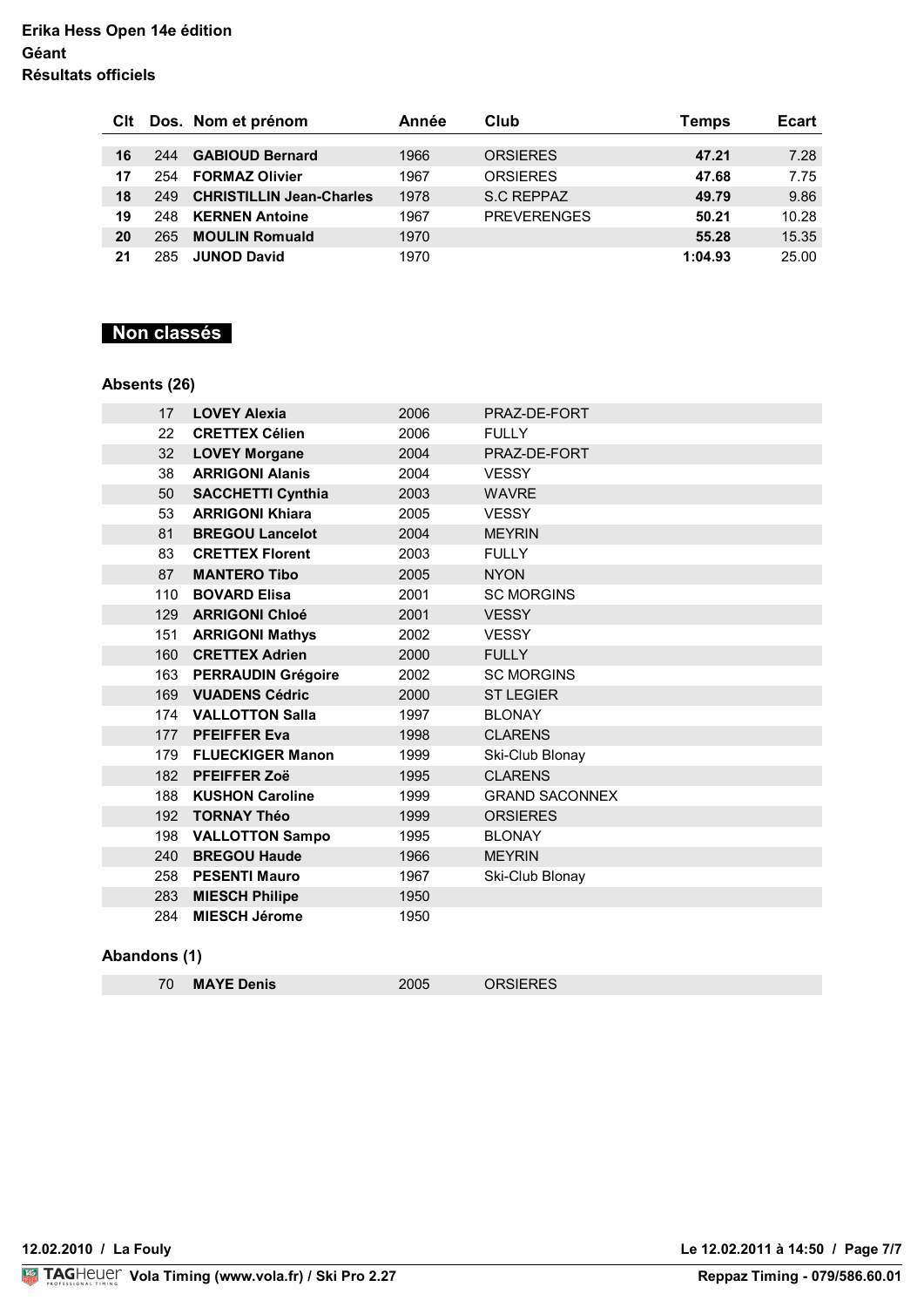**Erika Hess Open 14e édition**
**Géant**
**Résultats officiels**

| Clt | Dos. | Nom et prénom | Année | Club | Temps | Ecart |
|---|---|---|---|---|---|---|
| 16 | 244 | **GABIOUD Bernard** | 1966 | ORSIERES | **47.21** | 7.28 |
| 17 | 254 | **FORMAZ Olivier** | 1967 | ORSIERES | **47.68** | 7.75 |
| 18 | 249 | **CHRISTILLIN Jean-Charles** | 1978 | S.C REPPAZ | **49.79** | 9.86 |
| 19 | 248 | **KERNEN Antoine** | 1967 | PREVERENGES | **50.21** | 10.28 |
| 20 | 265 | **MOULIN Romuald** | 1970 | | **55.28** | 15.35 |
| 21 | 285 | **JUNOD David** | 1970 | | **1:04.93** | 25.00 |

## Non classés

### Absents (26)

| | | | |
|---|---|---|---|
| 17 | **LOVEY Alexia** | 2006 | PRAZ-DE-FORT |
| 22 | **CRETTEX Célien** | 2006 | FULLY |
| 32 | **LOVEY Morgane** | 2004 | PRAZ-DE-FORT |
| 38 | **ARRIGONI Alanis** | 2004 | VESSY |
| 50 | **SACCHETTI Cynthia** | 2003 | WAVRE |
| 53 | **ARRIGONI Khiara** | 2005 | VESSY |
| 81 | **BREGOU Lancelot** | 2004 | MEYRIN |
| 83 | **CRETTEX Florent** | 2003 | FULLY |
| 87 | **MANTERO Tibo** | 2005 | NYON |
| 110 | **BOVARD Elisa** | 2001 | SC MORGINS |
| 129 | **ARRIGONI Chloé** | 2001 | VESSY |
| 151 | **ARRIGONI Mathys** | 2002 | VESSY |
| 160 | **CRETTEX Adrien** | 2000 | FULLY |
| 163 | **PERRAUDIN Grégoire** | 2002 | SC MORGINS |
| 169 | **VUADENS Cédric** | 2000 | ST LEGIER |
| 174 | **VALLOTTON Salla** | 1997 | BLONAY |
| 177 | **PFEIFFER Eva** | 1998 | CLARENS |
| 179 | **FLUECKIGER Manon** | 1999 | Ski-Club Blonay |
| 182 | **PFEIFFER Zoë** | 1995 | CLARENS |
| 188 | **KUSHON Caroline** | 1999 | GRAND SACONNEX |
| 192 | **TORNAY Théo** | 1999 | ORSIERES |
| 198 | **VALLOTTON Sampo** | 1995 | BLONAY |
| 240 | **BREGOU Haude** | 1966 | MEYRIN |
| 258 | **PESENTI Mauro** | 1967 | Ski-Club Blonay |
| 283 | **MIESCH Philipe** | 1950 | |
| 284 | **MIESCH Jérome** | 1950 | |

### Abandons (1)

| | | | |
|---|---|---|---|
| 70 | **MAYE Denis** | 2005 | ORSIERES |

12.02.2010 / La Fouly

Le 12.02.2011 à 14:50

Vola Timing (www.vola.fr) / Ski Pro 2.27

Reppaz Timing - 079/586.60.01